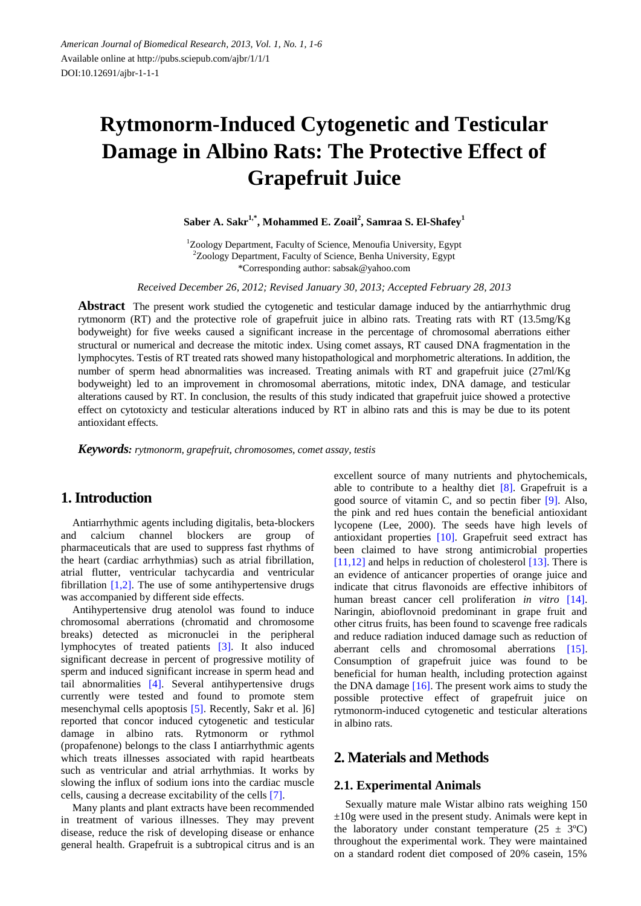# Rytmonorm-Induced Cytogenetic and Testicular Damage in Albino Rats: The Protective Effect of Grapefruit Juice

**Saber A. Sakr[1,*], Mohammed E. Zoail[2], Samraa S. El-Shafey[1]**

[1]Zoology Department, Faculty of Science, Menoufia University, Egypt
[2]Zoology Department, Faculty of Science, Benha University, Egypt
*Corresponding author: sabsak@yahoo.com

*Received December 26, 2012; Revised January 30, 2013; Accepted February 28, 2013*

**Abstract** The present work studied the cytogenetic and testicular damage induced by the antiarrhythmic drug rytmonorm (RT) and the protective role of grapefruit juice in albino rats. Treating rats with RT (13.5mg/Kg bodyweight) for five weeks caused a significant increase in the percentage of chromosomal aberrations either structural or numerical and decrease the mitotic index. Using comet assays, RT caused DNA fragmentation in the lymphocytes. Testis of RT treated rats showed many histopathological and morphometric alterations. In addition, the number of sperm head abnormalities was increased. Treating animals with RT and grapefruit juice (27ml/Kg bodyweight) led to an improvement in chromosomal aberrations, mitotic index, DNA damage, and testicular alterations caused by RT. In conclusion, the results of this study indicated that grapefruit juice showed a protective effect on cytotoxicty and testicular alterations induced by RT in albino rats and this is may be due to its potent antioxidant effects.

***Keywords:*** *rytmonorm, grapefruit, chromosomes, comet assay, testis*

## 1. Introduction

Antiarrhythmic agents including digitalis, beta-blockers and calcium channel blockers are group of pharmaceuticals that are used to suppress fast rhythms of the heart (cardiac arrhythmias) such as atrial fibrillation, atrial flutter, ventricular tachycardia and ventricular fibrillation [1,2]. The use of some antihypertensive drugs was accompanied by different side effects.

Antihypertensive drug atenolol was found to induce chromosomal aberrations (chromatid and chromosome breaks) detected as micronuclei in the peripheral lymphocytes of treated patients [3]. It also induced significant decrease in percent of progressive motility of sperm and induced significant increase in sperm head and tail abnormalities [4]. Several antihypertensive drugs currently were tested and found to promote stem mesenchymal cells apoptosis [5]. Recently, Sakr et al. ]6] reported that concor induced cytogenetic and testicular damage in albino rats. Rytmonorm or rythmol (propafenone) belongs to the class I antiarrhythmic agents which treats illnesses associated with rapid heartbeats such as ventricular and atrial arrhythmias. It works by slowing the influx of sodium ions into the cardiac muscle cells, causing a decrease excitability of the cells [7].

Many plants and plant extracts have been recommended in treatment of various illnesses. They may prevent disease, reduce the risk of developing disease or enhance general health. Grapefruit is a subtropical citrus and is an excellent source of many nutrients and phytochemicals, able to contribute to a healthy diet [8]. Grapefruit is a good source of vitamin C, and so pectin fiber [9]. Also, the pink and red hues contain the beneficial antioxidant lycopene (Lee, 2000). The seeds have high levels of antioxidant properties [10]. Grapefruit seed extract has been claimed to have strong antimicrobial properties [11,12] and helps in reduction of cholesterol [13]. There is an evidence of anticancer properties of orange juice and indicate that citrus flavonoids are effective inhibitors of human breast cancer cell proliferation *in vitro* [14]. Naringin, abioflovnoid predominant in grape fruit and other citrus fruits, has been found to scavenge free radicals and reduce radiation induced damage such as reduction of aberrant cells and chromosomal aberrations [15]. Consumption of grapefruit juice was found to be beneficial for human health, including protection against the DNA damage [16]. The present work aims to study the possible protective effect of grapefruit juice on rytmonorm-induced cytogenetic and testicular alterations in albino rats.

## 2. Materials and Methods

### 2.1. Experimental Animals

Sexually mature male Wistar albino rats weighing 150 ±10g were used in the present study. Animals were kept in the laboratory under constant temperature (25 ± 3ºC) throughout the experimental work. They were maintained on a standard rodent diet composed of 20% casein, 15%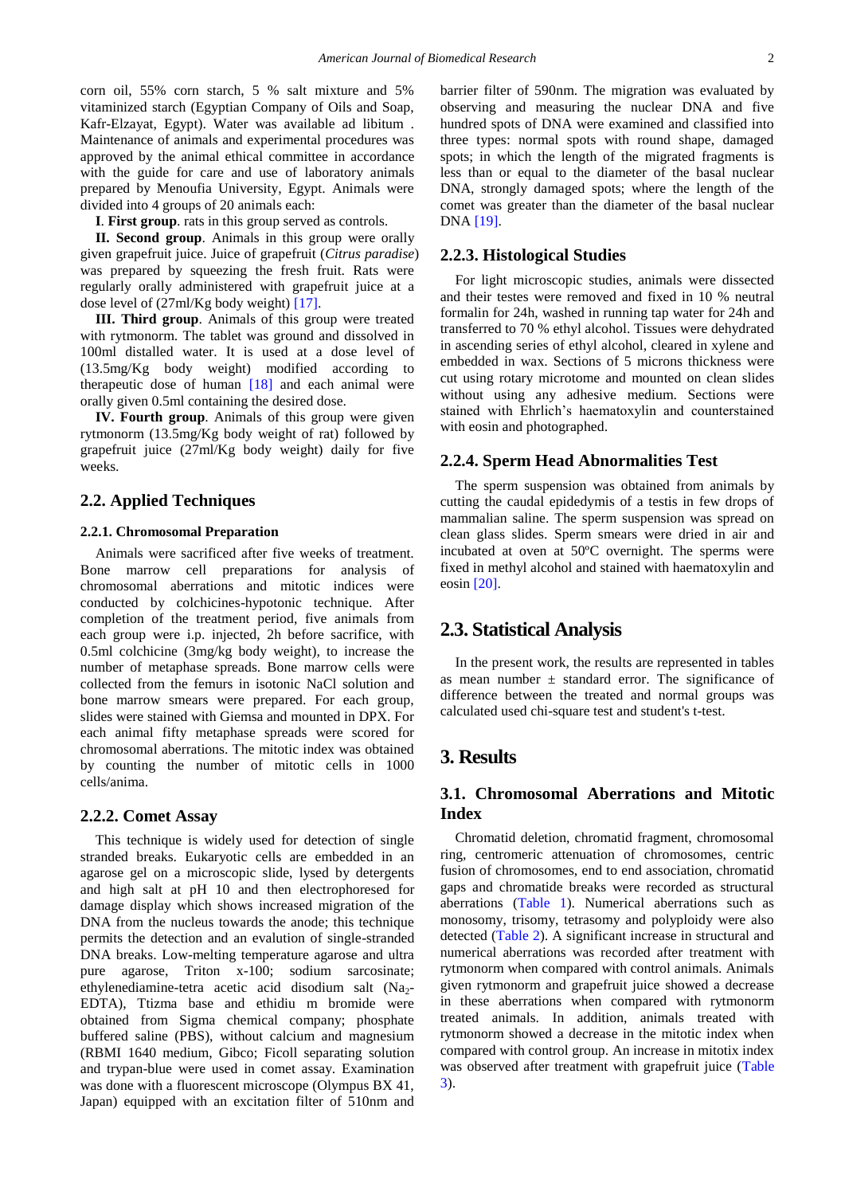corn oil, 55% corn starch, 5 % salt mixture and 5% vitaminized starch (Egyptian Company of Oils and Soap, Kafr-Elzayat, Egypt). Water was available ad libitum . Maintenance of animals and experimental procedures was approved by the animal ethical committee in accordance with the guide for care and use of laboratory animals prepared by Menoufia University, Egypt. Animals were divided into 4 groups of 20 animals each:

**I**. **First group**. rats in this group served as controls.

**II. Second group**. Animals in this group were orally given grapefruit juice. Juice of grapefruit (*Citrus paradise*) was prepared by squeezing the fresh fruit. Rats were regularly orally administered with grapefruit juice at a dose level of (27ml/Kg body weight) [17].

**III. Third group**. Animals of this group were treated with rytmonorm. The tablet was ground and dissolved in 100ml distalled water. It is used at a dose level of (13.5mg/Kg body weight) modified according to therapeutic dose of human [18] and each animal were orally given 0.5ml containing the desired dose.

**IV. Fourth group**. Animals of this group were given rytmonorm (13.5mg/Kg body weight of rat) followed by grapefruit juice (27ml/Kg body weight) daily for five weeks.

## 2.2. Applied Techniques

### 2.2.1. Chromosomal Preparation

Animals were sacrificed after five weeks of treatment. Bone marrow cell preparations for analysis of chromosomal aberrations and mitotic indices were conducted by colchicines-hypotonic technique. After completion of the treatment period, five animals from each group were i.p. injected, 2h before sacrifice, with 0.5ml colchicine (3mg/kg body weight), to increase the number of metaphase spreads. Bone marrow cells were collected from the femurs in isotonic NaCl solution and bone marrow smears were prepared. For each group, slides were stained with Giemsa and mounted in DPX. For each animal fifty metaphase spreads were scored for chromosomal aberrations. The mitotic index was obtained by counting the number of mitotic cells in 1000 cells/anima.

### 2.2.2. Comet Assay

This technique is widely used for detection of single stranded breaks. Eukaryotic cells are embedded in an agarose gel on a microscopic slide, lysed by detergents and high salt at pH 10 and then electrophoresed for damage display which shows increased migration of the DNA from the nucleus towards the anode; this technique permits the detection and an evalution of single-stranded DNA breaks. Low-melting temperature agarose and ultra pure agarose, Triton x-100; sodium sarcosinate; ethylenediamine-tetra acetic acid disodium salt ($Na_2$-EDTA), Ttizma base and ethidiu m bromide were obtained from Sigma chemical company; phosphate buffered saline (PBS), without calcium and magnesium (RBMI 1640 medium, Gibco; Ficoll separating solution and trypan-blue were used in comet assay. Examination was done with a fluorescent microscope (Olympus BX 41, Japan) equipped with an excitation filter of 510nm and barrier filter of 590nm. The migration was evaluated by observing and measuring the nuclear DNA and five hundred spots of DNA were examined and classified into three types: normal spots with round shape, damaged spots; in which the length of the migrated fragments is less than or equal to the diameter of the basal nuclear DNA, strongly damaged spots; where the length of the comet was greater than the diameter of the basal nuclear DNA [19].

### 2.2.3. Histological Studies

For light microscopic studies, animals were dissected and their testes were removed and fixed in 10 % neutral formalin for 24h, washed in running tap water for 24h and transferred to 70 % ethyl alcohol. Tissues were dehydrated in ascending series of ethyl alcohol, cleared in xylene and embedded in wax. Sections of 5 microns thickness were cut using rotary microtome and mounted on clean slides without using any adhesive medium. Sections were stained with Ehrlich's haematoxylin and counterstained with eosin and photographed.

### 2.2.4. Sperm Head Abnormalities Test

The sperm suspension was obtained from animals by cutting the caudal epidedymis of a testis in few drops of mammalian saline. The sperm suspension was spread on clean glass slides. Sperm smears were dried in air and incubated at oven at 50ºC overnight. The sperms were fixed in methyl alcohol and stained with haematoxylin and eosin [20].

## 2.3. Statistical Analysis

In the present work, the results are represented in tables as mean number ± standard error. The significance of difference between the treated and normal groups was calculated used chi-square test and student's t-test.

# 3. Results

## 3.1. Chromosomal Aberrations and Mitotic Index

Chromatid deletion, chromatid fragment, chromosomal ring, centromeric attenuation of chromosomes, centric fusion of chromosomes, end to end association, chromatid gaps and chromatide breaks were recorded as structural aberrations (Table 1). Numerical aberrations such as monosomy, trisomy, tetrasomy and polyploidy were also detected (Table 2). A significant increase in structural and numerical aberrations was recorded after treatment with rytmonorm when compared with control animals. Animals given rytmonorm and grapefruit juice showed a decrease in these aberrations when compared with rytmonorm treated animals. In addition, animals treated with rytmonorm showed a decrease in the mitotic index when compared with control group. An increase in mitotix index was observed after treatment with grapefruit juice (Table 3).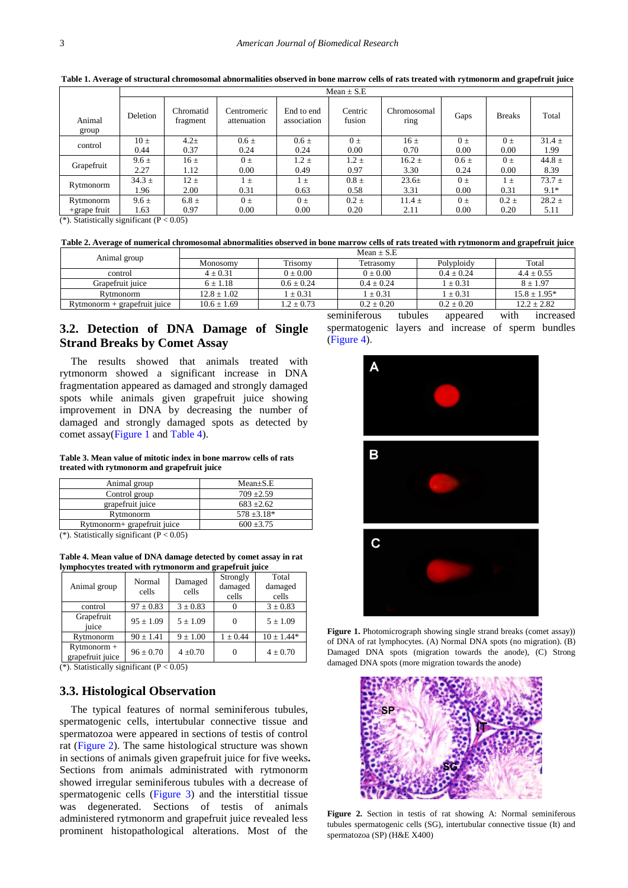**Table 1. Average of structural chromosomal abnormalities observed in bone marrow cells of rats treated with rytmonorm and grapefruit juice**

| Animal group | Mean ± S.E | | | | | | | | |
|---|---|---|---|---|---|---|---|---|---|
| | Deletion | Chromatid fragment | Centromeric attenuation | End to end association | Centric fusion | Chromosomal ring | Gaps | Breaks | Total |
| control | 10 ± 0.44 | 4.2± 0.37 | 0.6 ± 0.24 | 0.6 ± 0.24 | 0 ± 0.00 | 16 ± 0.70 | 0 ± 0.00 | 0 ± 0.00 | 31.4 ± 1.99 |
| Grapefruit | 9.6 ± 2.27 | 16 ± 1.12 | 0 ± 0.00 | 1.2 ± 0.49 | 1.2 ± 0.97 | 16.2 ± 3.30 | 0.6 ± 0.24 | 0 ± 0.00 | 44.8 ± 8.39 |
| Rytmonorm | 34.3 ± 1.96 | 12 ± 2.00 | 1 ± 0.31 | 1 ± 0.63 | 0.8 ± 0.58 | 23.6± 3.31 | 0 ± 0.00 | 1 ± 0.31 | 73.7 ± 9.1* |
| Rytmonorm +grape fruit | 9.6 ± 1.63 | 6.8 ± 0.97 | 0 ± 0.00 | 0 ± 0.00 | 0.2 ± 0.20 | 11.4 ± 2.11 | 0 ± 0.00 | 0.2 ± 0.20 | 28.2 ± 5.11 |

(*). Statistically significant ($P < 0.05$)

**Table 2. Average of numerical chromosomal abnormalities observed in bone marrow cells of rats treated with rytmonorm and grapefruit juice**

| Animal group | Mean ± S.E | | | | |
|---|---|---|---|---|---|
| | Monosomy | Trisomy | Tetrasomy | Polyploidy | Total |
| control | 4 ± 0.31 | 0 ± 0.00 | 0 ± 0.00 | 0.4 ± 0.24 | 4.4 ± 0.55 |
| Grapefruit juice | 6 ± 1.18 | 0.6 ± 0.24 | 0.4 ± 0.24 | 1 ± 0.31 | 8 ± 1.97 |
| Rytmonorm | 12.8 ± 1.02 | 1 ± 0.31 | 1 ± 0.31 | 1 ± 0.31 | 15.8 ± 1.95* |
| Rytmonorm + grapefruit juice | 10.6 ± 1.69 | 1.2 ± 0.73 | 0.2 ± 0.20 | 0.2 ± 0.20 | 12.2 ± 2.82 |

## 3.2. Detection of DNA Damage of Single Strand Breaks by Comet Assay

The results showed that animals treated with rytmonorm showed a significant increase in DNA fragmentation appeared as damaged and strongly damaged spots while animals given grapefruit juice showing improvement in DNA by decreasing the number of damaged and strongly damaged spots as detected by comet assay(Figure 1 and Table 4).

**Table 3. Mean value of mitotic index in bone marrow cells of rats treated with rytmonorm and grapefruit juice**

| Animal group | Mean±S.E |
|---|---|
| Control group | 709 ±2.59 |
| grapefruit juice | 683 ±2.62 |
| Rytmonorm | 578 ±3.18* |
| Rytmonorm+ grapefruit juice | 600 ±3.75 |

(*). Statistically significant ($P < 0.05$)

**Table 4. Mean value of DNA damage detected by comet assay in rat lymphocytes treated with rytmonorm and grapefruit juice**

| Animal group | Normal cells | Damaged cells | Strongly damaged cells | Total damaged cells |
|---|---|---|---|---|
| control | 97 ± 0.83 | 3 ± 0.83 | 0 | 3 ± 0.83 |
| Grapefruit juice | 95 ± 1.09 | 5 ± 1.09 | 0 | 5 ± 1.09 |
| Rytmonorm | 90 ± 1.41 | 9 ± 1.00 | 1 ± 0.44 | 10 ± 1.44* |
| Rytmonorm + grapefruit juice | 96 ± 0.70 | 4 ±0.70 | 0 | 4 ± 0.70 |

(*). Statistically significant ($P < 0.05$)

## 3.3. Histological Observation

The typical features of normal seminiferous tubules, spermatogenic cells, intertubular connective tissue and spermatozoa were appeared in sections of testis of control rat (Figure 2). The same histological structure was shown in sections of animals given grapefruit juice for five weeks**.** Sections from animals administrated with rytmonorm showed irregular seminiferous tubules with a decrease of spermatogenic cells (Figure 3) and the interstitial tissue was degenerated. Sections of testis of animals administered rytmonorm and grapefruit juice revealed less prominent histopathological alterations. Most of the seminiferous tubules appeared with increased spermatogenic layers and increase of sperm bundles (Figure 4).

**Figure 1.** Photomicrograph showing single strand breaks (comet assay)) of DNA of rat lymphocytes. (A) Normal DNA spots (no migration). (B) Damaged DNA spots (migration towards the anode), (C) Strong damaged DNA spots (more migration towards the anode)

**Figure 2.** Section in testis of rat showing A: Normal seminiferous tubules spermatogenic cells (SG), intertubular connective tissue (It) and spermatozoa (SP) (H&E X400)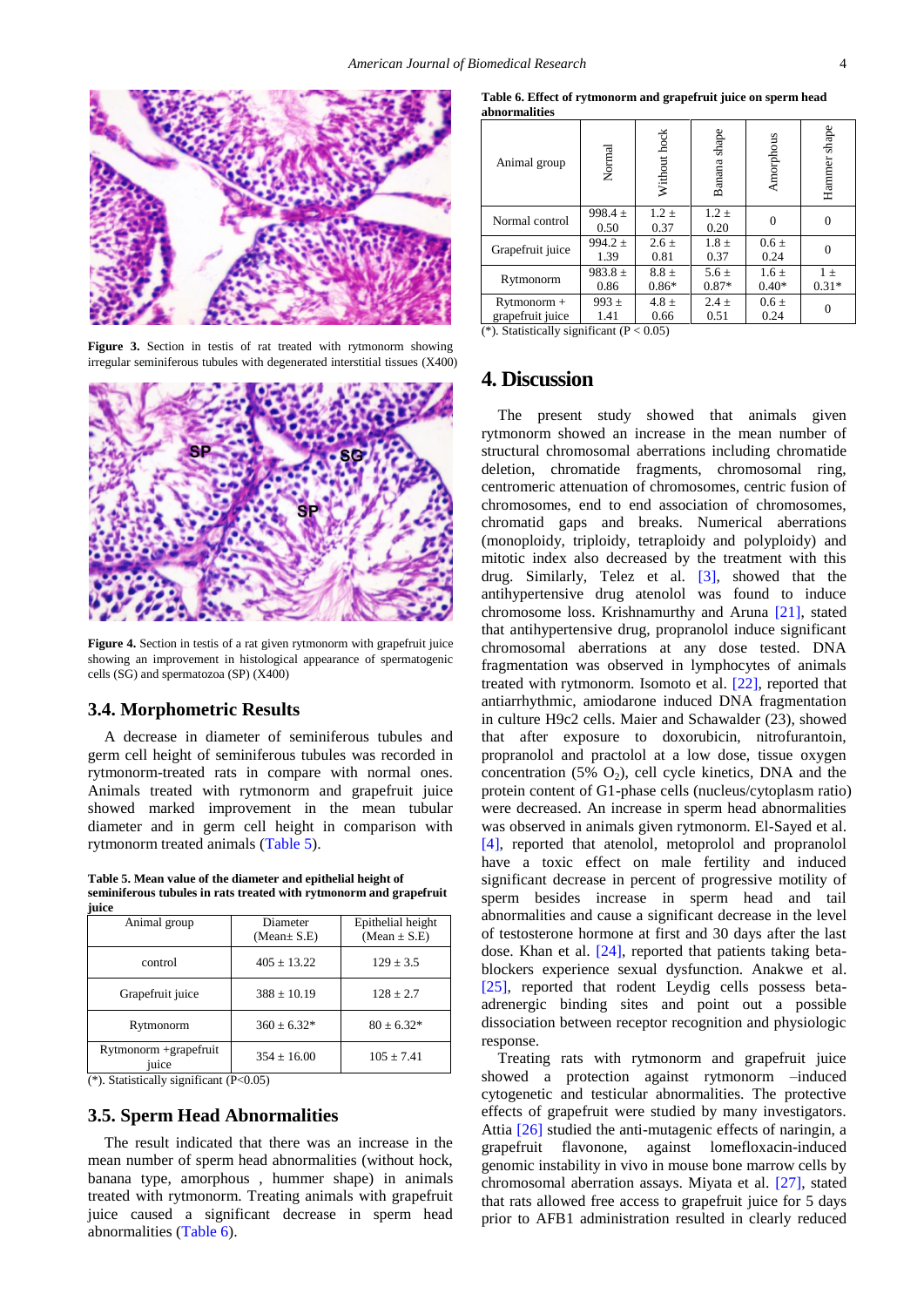Figure 3. Section in testis of rat treated with rytmonorm showing irregular seminiferous tubules with degenerated interstitial tissues (X400)

Figure 4. Section in testis of a rat given rytmonorm with grapefruit juice showing an improvement in histological appearance of spermatogenic cells (SG) and spermatozoa (SP) (X400)

### 3.4. Morphometric Results

A decrease in diameter of seminiferous tubules and germ cell height of seminiferous tubules was recorded in rytmonorm-treated rats in compare with normal ones. Animals treated with rytmonorm and grapefruit juice showed marked improvement in the mean tubular diameter and in germ cell height in comparison with rytmonorm treated animals (Table 5).

**Table 5. Mean value of the diameter and epithelial height of seminiferous tubules in rats treated with rytmonorm and grapefruit juice**

| Animal group | Diameter (Mean± S.E) | Epithelial height (Mean ± S.E) |
|---|---|---|
| control | 405 ± 13.22 | 129 ± 3.5 |
| Grapefruit juice | 388 ± 10.19 | 128 ± 2.7 |
| Rytmonorm | 360 ± 6.32* | 80 ± 6.32* |
| Rytmonorm +grapefruit juice | 354 ± 16.00 | 105 ± 7.41 |

(*). Statistically significant (P<0.05)

### 3.5. Sperm Head Abnormalities

The result indicated that there was an increase in the mean number of sperm head abnormalities (without hock, banana type, amorphous , hummer shape) in animals treated with rytmonorm. Treating animals with grapefruit juice caused a significant decrease in sperm head abnormalities (Table 6).

**Table 6. Effect of rytmonorm and grapefruit juice on sperm head abnormalities**

| Animal group | Normal | Without hock | Banana shape | Amorphous | Hammer shape |
|---|---|---|---|---|---|
| Normal control | 998.4 ± 0.50 | 1.2 ± 0.37 | 1.2 ± 0.20 | 0 | 0 |
| Grapefruit juice | 994.2 ± 1.39 | 2.6 ± 0.81 | 1.8 ± 0.37 | 0.6 ± 0.24 | 0 |
| Rytmonorm | 983.8 ± 0.86 | 8.8 ± 0.86* | 5.6 ± 0.87* | 1.6 ± 0.40* | 1 ± 0.31* |
| Rytmonorm + grapefruit juice | 993 ± 1.41 | 4.8 ± 0.66 | 2.4 ± 0.51 | 0.6 ± 0.24 | 0 |

(*). Statistically significant ($P < 0.05$)

## 4. Discussion

The present study showed that animals given rytmonorm showed an increase in the mean number of structural chromosomal aberrations including chromatide deletion, chromatide fragments, chromosomal ring, centromeric attenuation of chromosomes, centric fusion of chromosomes, end to end association of chromosomes, chromatid gaps and breaks. Numerical aberrations (monoploidy, triploidy, tetraploidy and polyploidy) and mitotic index also decreased by the treatment with this drug. Similarly, Telez et al. [3], showed that the antihypertensive drug atenolol was found to induce chromosome loss. Krishnamurthy and Aruna [21], stated that antihypertensive drug, propranolol induce significant chromosomal aberrations at any dose tested. DNA fragmentation was observed in lymphocytes of animals treated with rytmonorm. Isomoto et al. [22], reported that antiarrhythmic, amiodarone induced DNA fragmentation in culture H9c2 cells. Maier and Schawalder (23), showed that after exposure to doxorubicin, nitrofurantoin, propranolol and practolol at a low dose, tissue oxygen concentration (5% $O_2$), cell cycle kinetics, DNA and the protein content of G1-phase cells (nucleus/cytoplasm ratio) were decreased. An increase in sperm head abnormalities was observed in animals given rytmonorm. El-Sayed et al. [4], reported that atenolol, metoprolol and propranolol have a toxic effect on male fertility and induced significant decrease in percent of progressive motility of sperm besides increase in sperm head and tail abnormalities and cause a significant decrease in the level of testosterone hormone at first and 30 days after the last dose. Khan et al. [24], reported that patients taking beta-blockers experience sexual dysfunction. Anakwe et al. [25], reported that rodent Leydig cells possess beta-adrenergic binding sites and point out a possible dissociation between receptor recognition and physiologic response.

Treating rats with rytmonorm and grapefruit juice showed a protection against rytmonorm –induced cytogenetic and testicular abnormalities. The protective effects of grapefruit were studied by many investigators. Attia [26] studied the anti-mutagenic effects of naringin, a grapefruit flavonone, against lomefloxacin-induced genomic instability in vivo in mouse bone marrow cells by chromosomal aberration assays. Miyata et al. [27], stated that rats allowed free access to grapefruit juice for 5 days prior to AFB1 administration resulted in clearly reduced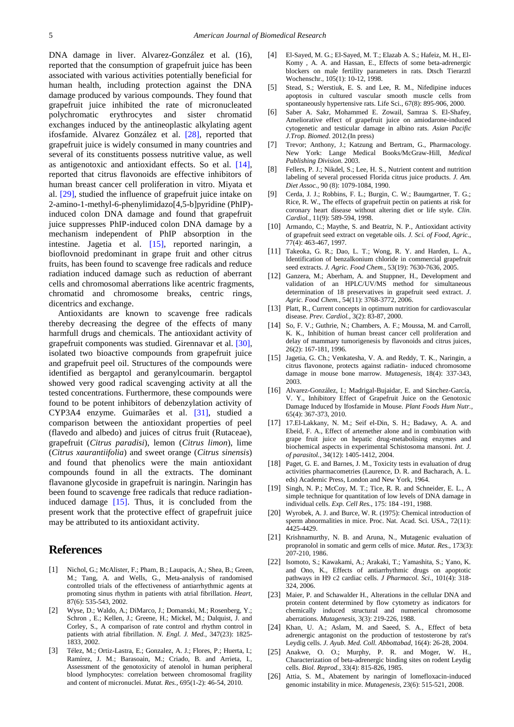DNA damage in liver. Alvarez-González et al. (16), reported that the consumption of grapefruit juice has been associated with various activities potentially beneficial for human health, including protection against the DNA damage produced by various compounds. They found that grapefruit juice inhibited the rate of micronucleated polychromatic erythrocytes and sister chromatid exchanges induced by the antineoplastic alkylating agent ifosfamide. Alvarez González et al. [28], reported that grapefruit juice is widely consumed in many countries and several of its constituents possess nutritive value, as well as antigenotoxic and antioxidant effects. So et al. [14], reported that citrus flavonoids are effective inhibitors of human breast cancer cell proliferation in vitro. Miyata et al. [29], studied the influence of grapefruit juice intake on 2-amino-1-methyl-6-phenylimidazo[4,5-b]pyridine (PhIP)-induced colon DNA damage and found that grapefruit juice suppresses PhIP-induced colon DNA damage by a mechanism independent of PhIP absorption in the intestine. Jagetia et al. [15], reported naringin, a bioflovnoid predominant in grape fruit and other citrus fruits, has been found to scavenge free radicals and reduce radiation induced damage such as reduction of aberrant cells and chromosomal aberrations like acentric fragments, chromatid and chromosome breaks, centric rings, dicentrics and exchange.

Antioxidants are known to scavenge free radicals thereby decreasing the degree of the effects of many harmfull drugs and chemicals. The antioxidant activity of grapefruit components was studied. Girennavar et al. [30], isolated two bioactive compounds from grapefruit juice and grapefruit peel oil. Structures of the compounds were identified as bergaptol and geranylcoumarin. bergaptol showed very good radical scavenging activity at all the tested concentrations. Furthermore, these compounds were found to be potent inhibitors of debenzylation activity of CYP3A4 enzyme. Guimarães et al. [31], studied a comparison between the antioxidant properties of peel (flavedo and albedo) and juices of citrus fruit (Rutaceae), grapefruit (*Citrus paradisi*), lemon (*Citrus limon*), lime (*Citrus xaurantiifolia*) and sweet orange (*Citrus sinensis*) and found that phenolics were the main antioxidant compounds found in all the extracts. The dominant flavanone glycoside in grapefruit is naringin. Naringin has been found to scavenge free radicals that reduce radiation-induced damage [15]. Thus, it is concluded from the present work that the protective effect of grapefruit juice may be attributed to its antioxidant activity.

# References

[1] Nichol, G.; McAlister, F.; Pham, B.; Laupacis, A.; Shea, B.; Green, M.; Tang, A. and Wells, G., Meta-analysis of randomised controlled trials of the effectiveness of antiarrhythmic agents at promoting sinus rhythm in patients with atrial fibrillation. *Heart*, 87(6): 535-543, 2002.

[2] Wyse, D.; Waldo, A.; DiMarco, J.; Domanski, M.; Rosenberg, Y.; Schron , E.; Kellen, J.; Greene, H.; Mickel, M.; Dalquist, J. and Corley, S., A comparison of rate control and rhythm control in patients with atrial fibrillation. *N. Engl. J. Med.*, 347(23): 1825-1833, 2002.

[3] Télez, M.; Ortiz-Lastra, E.; Gonzalez, A. J.; Flores, P.; Huerta, I.; Ramírez, J. M.; Barasoain, M.; Criado, B. and Arrieta, I., Assessment of the genotoxicity of atenolol in human peripheral blood lymphocytes: correlation between chromosomal fragility and content of micronuclei. *Mutat. Res.*, 695(1-2): 46-54, 2010.

[4] El-Sayed, M. G.; El-Sayed, M. T.; Elazab A. S.; Hafeiz, M. H., El-Komy , A. A. and Hassan, E., Effects of some beta-adrenergic blockers on male fertility parameters in rats. Dtsch Tierarztl Wochenschr., 105(1): 10-12, 1998.

[5] Stead, S.; Werstiuk, E. S. and Lee, R. M., Nifedipine induces apoptosis in cultured vascular smooth muscle cells from spontaneously hypertensive rats. Life Sci., 67(8): 895-906, 2000.

[6] Saber A. Sakr, Mohammed E. Zowail, Samraa S. El-Shafey, Ameliorative effect of grapefruit juice on amiodarone-induced cytogenetic and testicular damage in albino rats. *Asian Pacific J.Trop. Biomed*. 2012.(In press)

[7] Trevor; Anthony, J.; Katzung and Bertram, G., Pharmacology. New York: Lange Medical Books/McGraw-Hill, *Medical Publishing Division*. 2003.

[8] Fellers, P. J.; Nikdel, S.; Lee, H. S., Nutrient content and nutrition labeling of several processed Florida citrus juice products. *J. Am. Diet Assoc.*, 90 (8): 1079-1084, 1990.

[9] Cerda, J. J.; Robbins, F. L.; Burgin, C. W.; Baumgartner, T. G.; Rice, R. W., The effects of grapefruit pectin on patients at risk for coronary heart disease without altering diet or life style. *Clin. Cardiol.*, 11(9): 589-594, 1998.

[10] Armando, C.; Maythe, S. and Beatriz, N. P., Antioxidant activity of grapefruit seed extract on vegetable oils. *J. Sci. of Food, Agric.*, 77(4): 463-467, 1997.

[11] Takeoka, G. R.; Dao, L. T.; Wong, R. Y. and Harden, L. A., Identification of benzalkonium chloride in commercial grapefruit seed extracts. *J. Agric. Food Chem.*, 53(19): 7630-7636, 2005.

[12] Ganzera, M.; Aberham, A. and Stuppner, H., Development and validation of an HPLC/UV/MS method for simultaneous determination of 18 preservatives in grapefruit seed extract. *J. Agric. Food Chem.*, 54(11): 3768-3772, 2006.

[13] Platt, R., Current concepts in optimum nutrition for cardiovascular disease. *Prev. Cardiol.*, 3(2): 83-87, 2000.

[14] So, F. V.; Guthrie, N.; Chambers, A. F.; Moussa, M. and Carroll, K. K., Inhibition of human breast cancer cell proliferation and delay of mammary tumorigenesis by flavonoids and citrus juices, 26(2): 167-181, 1996.

[15] Jagetia, G. Ch.; Venkatesha, V. A. and Reddy, T. K., Naringin, a citrus flavonone, protects against radiatin- induced chromosome damage in mouse bone marrow. *Mutagenesis*, 18(4): 337-343, 2003.

[16] Alvarez-González, I.; Madrigal-Bujaidar, E. and Sánchez-García, V. Y., Inhibitory Effect of Grapefruit Juice on the Genotoxic Damage Induced by Ifosfamide in Mouse. *Plant Foods Hum Nutr.*, 65(4): 367-373, 2010.

[17] 17.El-Lakkany, N. M.; Seif el-Din, S. H.; Badawy, A. A. and Ebeid, F. A., Effect of artemether alone and in combination with grape fruit juice on hepatic drug-metabolising enzymes and biochemical aspects in experimental Schistosoma mansoni. *Int. J. of parasitol.*, 34(12): 1405-1412, 2004.

[18] Paget, G. E. and Barnes, J. M., Toxicity tests in evaluation of drug activities pharmacometries (Laurence, D. R. and Bacharach, A. L. eds) Academic Press, London and New York, 1964.

[19] Singh, N. P.; McCoy, M. T.; Tice, R. R. and Schneider, E. L., A simple technique for quantitation of low levels of DNA damage in individual cells. *Exp. Cell Res.*, 175: 184 -191, 1988.

[20] Wyrobek, A. J. and Burce, W. R. (1975): Chemical introduction of sperm abnormalities in mice. Proc. Nat. Acad. Sci. USA., 72(11): 4425-4429.

[21] Krishnamurthy, N. B. and Aruna, N., Mutagenic evaluation of propranolol in somatic and germ cells of mice. *Mutat. Res.*, 173(3): 207-210, 1986.

[22] Isomoto, S.; Kawakami, A.; Arakaki, T.; Yamashita, S.; Yano, K. and Ono, K., Effects of antiarrhythmic drugs on apoptotic pathways in H9 c2 cardiac cells. *J Pharmacol. Sci.*, 101(4): 318-324, 2006.

[23] Maier, P. and Schawalder H., Alterations in the cellular DNA and protein content determined by flow cytometry as indicators for chemically induced structural and numerical chromosome aberrations. *Mutagenesis*, 3(3): 219-226, 1988.

[24] Khan, U. A.; Aslam, M. and Saeed, S. A., Effect of beta adrenergic antagonist on the production of testosterone by rat's Leydig cells. *J. Ayub. Med. Coll. Abbottabad*, 16(4): 26-28, 2004.

[25] Anakwe, O. O.; Murphy, P. R. and Moger, W. H., Characterization of beta-adrenergic binding sites on rodent Leydig cells. *Biol. Reprod.*, 33(4): 815-826, 1985.

[26] Attia, S. M., Abatement by naringin of lomefloxacin-induced genomic instability in mice. *Mutagenesis*, 23(6): 515-521, 2008.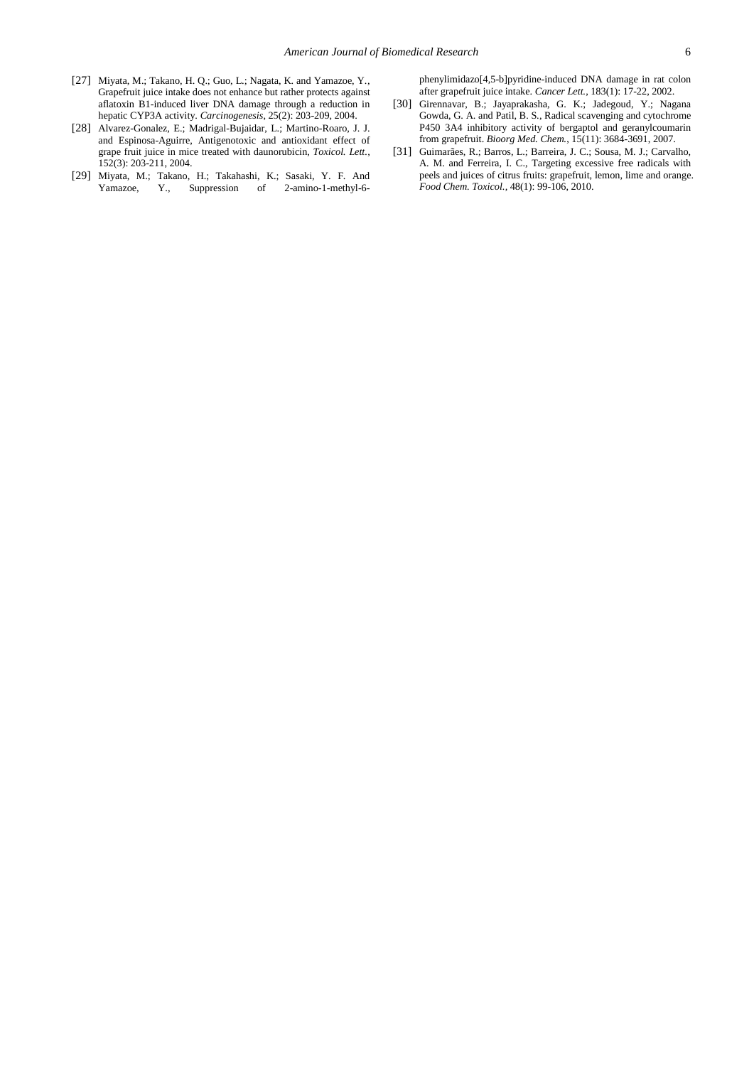[27] Miyata, M.; Takano, H. Q.; Guo, L.; Nagata, K. and Yamazoe, Y., Grapefruit juice intake does not enhance but rather protects against aflatoxin B1-induced liver DNA damage through a reduction in hepatic CYP3A activity. *Carcinogenesis*, 25(2): 203-209, 2004.

[28] Alvarez-Gonalez, E.; Madrigal-Bujaidar, L.; Martino-Roaro, J. J. and Espinosa-Aguirre, Antigenotoxic and antioxidant effect of grape fruit juice in mice treated with daunorubicin, *Toxicol. Lett.*, 152(3): 203-211, 2004.

[29] Miyata, M.; Takano, H.; Takahashi, K.; Sasaki, Y. F. And Yamazoe, Y., Suppression of 2-amino-1-methyl-6-phenylimidazo[4,5-b]pyridine-induced DNA damage in rat colon after grapefruit juice intake. *Cancer Lett.*, 183(1): 17-22, 2002.

[30] Girennavar, B.; Jayaprakasha, G. K.; Jadegoud, Y.; Nagana Gowda, G. A. and Patil, B. S., Radical scavenging and cytochrome P450 3A4 inhibitory activity of bergaptol and geranylcoumarin from grapefruit. *Bioorg Med. Chem.*, 15(11): 3684-3691, 2007.

[31] Guimarães, R.; Barros, L.; Barreira, J. C.; Sousa, M. J.; Carvalho, A. M. and Ferreira, I. C., Targeting excessive free radicals with peels and juices of citrus fruits: grapefruit, lemon, lime and orange. *Food Chem. Toxicol.*, 48(1): 99-106, 2010.